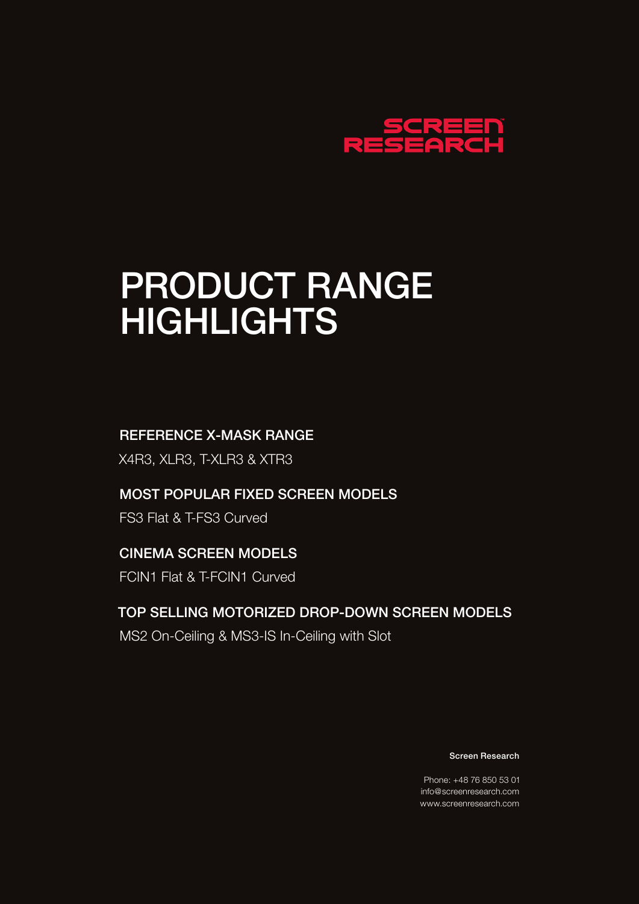SCREEN RESEARCH

# PRODUCT RANGE HIGHLIGHTS

## REFERENCE X-MASK RANGE

X4R3, XLR3, T-XLR3 & XTR3

## MOST POPULAR FIXED SCREEN MODELS

FS3 Flat & T-FS3 Curved

## CINEMA SCREEN MODELS

FCIN1 Flat & T-FCIN1 Curved

## TOP SELLING MOTORIZED DROP-DOWN SCREEN MODELS

MS2 On-Ceiling & MS3-IS In-Ceiling with Slot

**Screen Research**

Phone: +48 76 850 53 01
info@screenresearch.com
www.screenresearch.com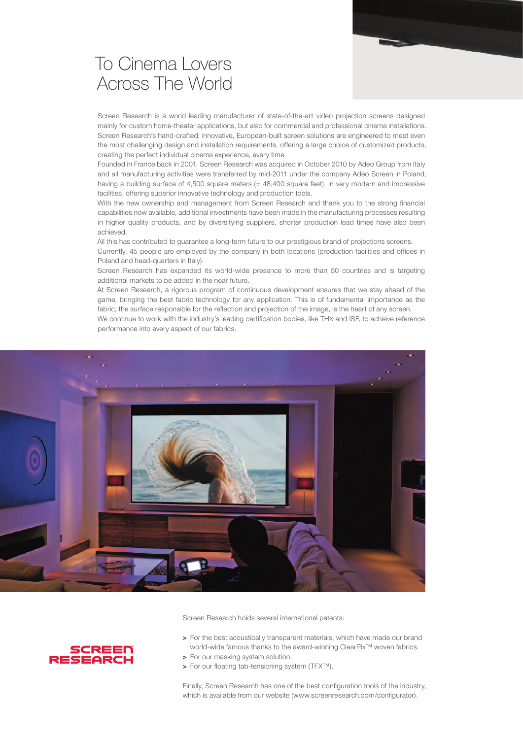# To Cinema Lovers Across The World

Screen Research is a world leading manufacturer of state-of-the-art video projection screens designed mainly for custom home-theater applications, but also for commercial and professional cinema installations. Screen Research's hand-crafted, innovative, European-built screen solutions are engineered to meet even the most challenging design and installation requirements, offering a large choice of customized products, creating the perfect individual cinema experience, every time.

Founded in France back in 2001, Screen Research was acquired in October 2010 by Adeo Group from Italy and all manufacturing activities were transferred by mid-2011 under the company Adeo Screen in Poland, having a building surface of 4,500 square meters (= 48,400 square feet), in very modern and impressive facilities, offering superior innovative technology and production tools.

With the new ownership and management from Screen Research and thank you to the strong financial capabilities now available, additional investments have been made in the manufacturing processes resulting in higher quality products, and by diversifying suppliers, shorter production lead times have also been achieved.

All this has contributed to guarantee a long-term future to our prestigious brand of projections screens.

Currently, 45 people are employed by the company in both locations (production facilities and offices in Poland and head-quarters in Italy).

Screen Research has expanded its world-wide presence to more than 50 countries and is targeting additional markets to be added in the near future.

At Screen Research, a rigorous program of continuous development ensures that we stay ahead of the game, bringing the best fabric technology for any application. This is of fundamental importance as the fabric, the surface responsible for the reflection and projection of the image, is the heart of any screen.

We continue to work with the industry's leading certification bodies, like THX and ISF, to achieve reference performance into every aspect of our fabrics.

SCREEN RESEARCH

Screen Research holds several international patents:

- For the best acoustically transparent materials, which have made our brand world-wide famous thanks to the award-winning ClearPix™ woven fabrics.
- For our masking system solution.
- For our floating tab-tensioning system (TFX™).

Finally, Screen Research has one of the best configuration tools of the industry, which is available from our website (www.screenresearch.com/configurator).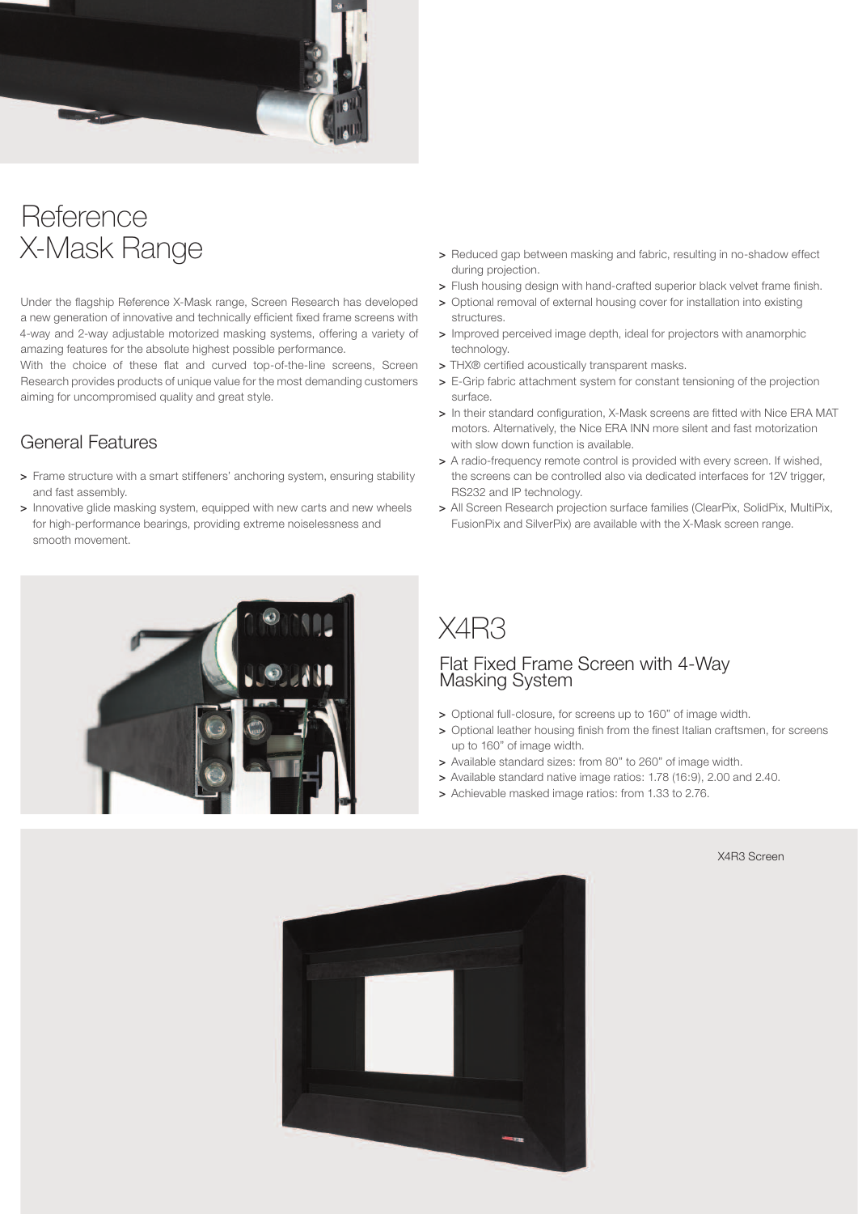# Reference X-Mask Range

Under the flagship Reference X-Mask range, Screen Research has developed a new generation of innovative and technically efficient fixed frame screens with 4-way and 2-way adjustable motorized masking systems, offering a variety of amazing features for the absolute highest possible performance.

With the choice of these flat and curved top-of-the-line screens, Screen Research provides products of unique value for the most demanding customers aiming for uncompromised quality and great style.

## General Features

- Frame structure with a smart stiffeners' anchoring system, ensuring stability and fast assembly.
- Innovative glide masking system, equipped with new carts and new wheels for high-performance bearings, providing extreme noiselessness and smooth movement.
- Reduced gap between masking and fabric, resulting in no-shadow effect during projection.
- Flush housing design with hand-crafted superior black velvet frame finish.
- Optional removal of external housing cover for installation into existing structures.
- Improved perceived image depth, ideal for projectors with anamorphic technology.
- THX® certified acoustically transparent masks.
- E-Grip fabric attachment system for constant tensioning of the projection surface.
- In their standard configuration, X-Mask screens are fitted with Nice ERA MAT motors. Alternatively, the Nice ERA INN more silent and fast motorization with slow down function is available.
- A radio-frequency remote control is provided with every screen. If wished, the screens can be controlled also via dedicated interfaces for 12V trigger, RS232 and IP technology.
- All Screen Research projection surface families (ClearPix, SolidPix, MultiPix, FusionPix and SilverPix) are available with the X-Mask screen range.

# X4R3

## Flat Fixed Frame Screen with 4-Way Masking System

- Optional full-closure, for screens up to 160" of image width.
- Optional leather housing finish from the finest Italian craftsmen, for screens up to 160" of image width.
- Available standard sizes: from 80" to 260" of image width.
- Available standard native image ratios: 1.78 (16:9), 2.00 and 2.40.
- Achievable masked image ratios: from 1.33 to 2.76.

X4R3 Screen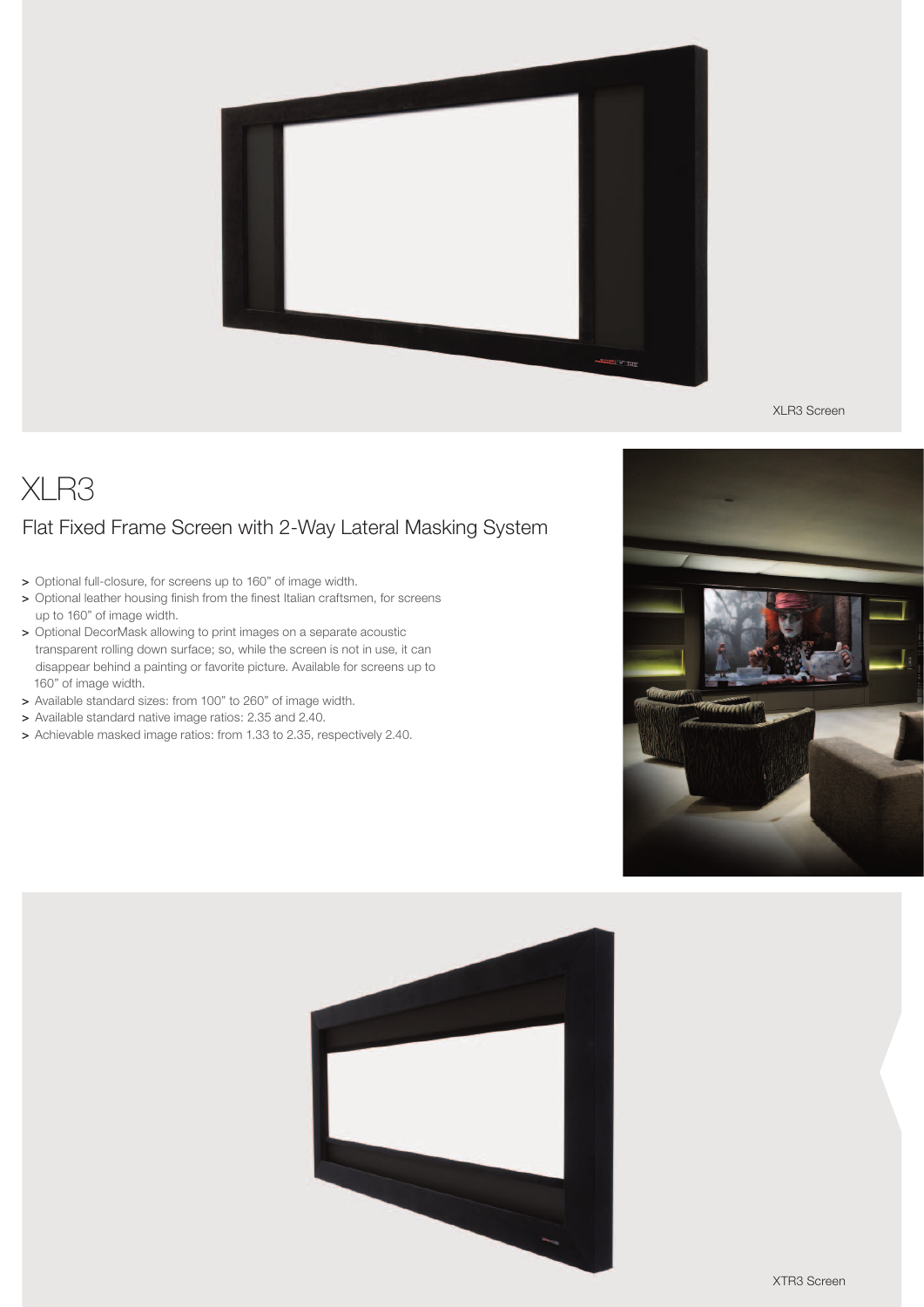XLR3 Screen

# XLR3

## Flat Fixed Frame Screen with 2-Way Lateral Masking System

> Optional full-closure, for screens up to 160" of image width.
> Optional leather housing finish from the finest Italian craftsmen, for screens up to 160" of image width.
> Optional DecorMask allowing to print images on a separate acoustic transparent rolling down surface; so, while the screen is not in use, it can disappear behind a painting or favorite picture. Available for screens up to 160" of image width.
> Available standard sizes: from 100" to 260" of image width.
> Available standard native image ratios: 2.35 and 2.40.
> Achievable masked image ratios: from 1.33 to 2.35, respectively 2.40.

XTR3 Screen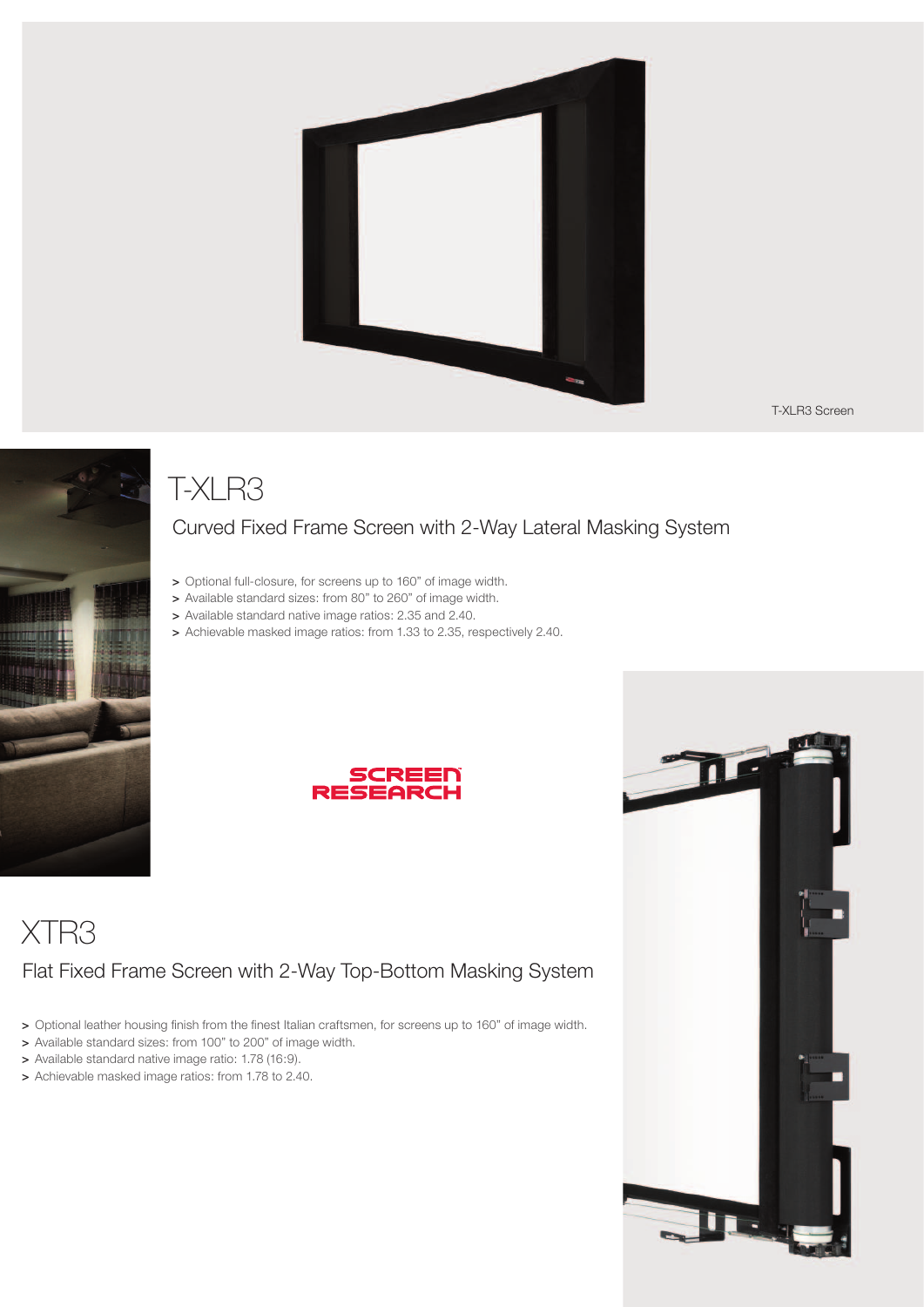T-XLR3 Screen

# T-XLR3

## Curved Fixed Frame Screen with 2-Way Lateral Masking System

- Optional full-closure, for screens up to 160" of image width.
- Available standard sizes: from 80" to 260" of image width.
- Available standard native image ratios: 2.35 and 2.40.
- Achievable masked image ratios: from 1.33 to 2.35, respectively 2.40.

SCREEN RESEARCH

# XTR3

## Flat Fixed Frame Screen with 2-Way Top-Bottom Masking System

- Optional leather housing finish from the finest Italian craftsmen, for screens up to 160" of image width.
- Available standard sizes: from 100" to 200" of image width.
- Available standard native image ratio: 1.78 (16:9).
- Achievable masked image ratios: from 1.78 to 2.40.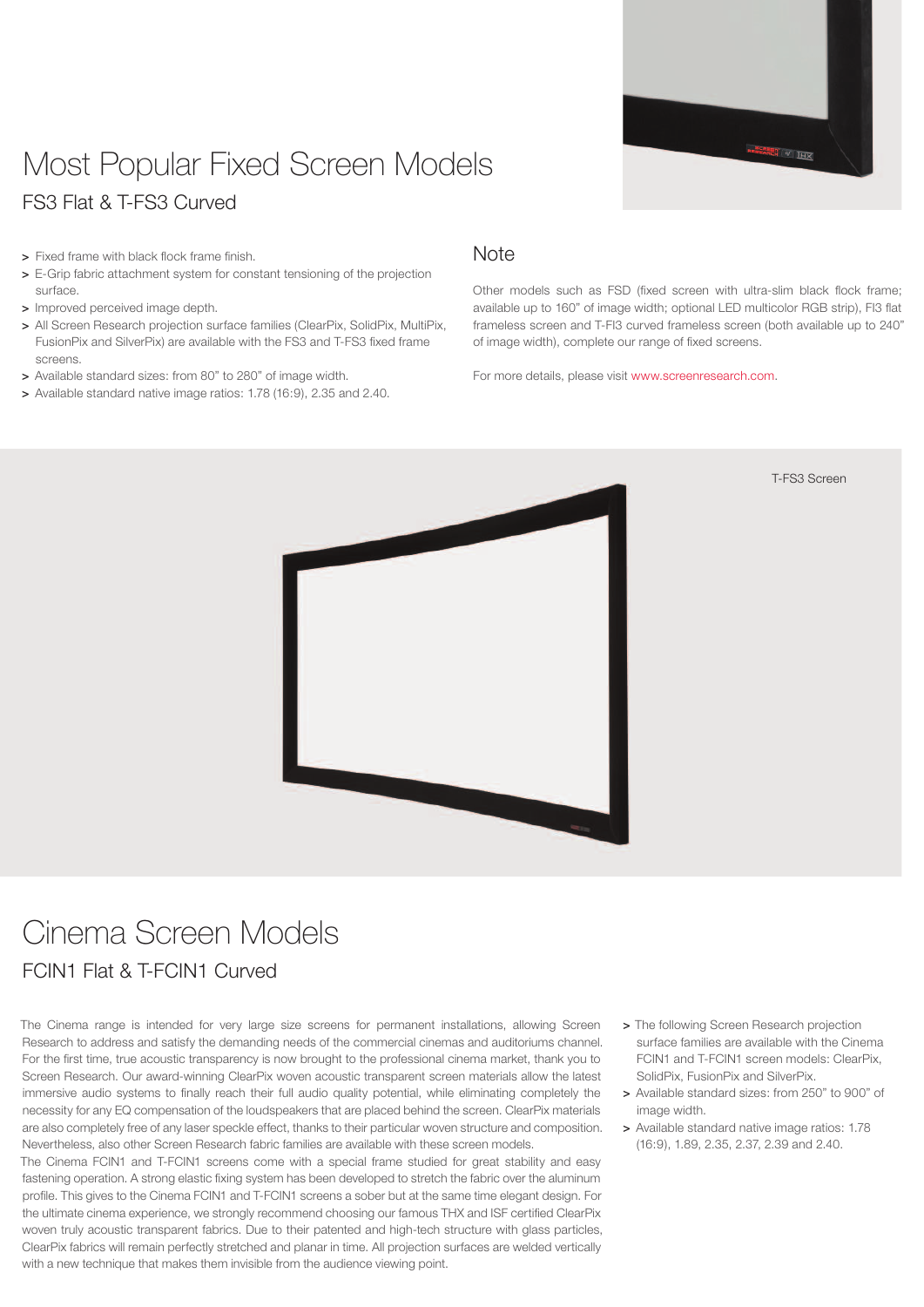# Most Popular Fixed Screen Models

## FS3 Flat & T-FS3 Curved

- Fixed frame with black flock frame finish.
- E-Grip fabric attachment system for constant tensioning of the projection surface.
- Improved perceived image depth.
- All Screen Research projection surface families (ClearPix, SolidPix, MultiPix, FusionPix and SilverPix) are available with the FS3 and T-FS3 fixed frame screens.
- Available standard sizes: from 80" to 280" of image width.
- Available standard native image ratios: 1.78 (16:9), 2.35 and 2.40.

### Note

Other models such as FSD (fixed screen with ultra-slim black flock frame; available up to 160" of image width; optional LED multicolor RGB strip), FI3 flat frameless screen and T-FI3 curved frameless screen (both available up to 240" of image width), complete our range of fixed screens.

For more details, please visit www.screenresearch.com.

T-FS3 Screen

# Cinema Screen Models

## FCIN1 Flat & T-FCIN1 Curved

The Cinema range is intended for very large size screens for permanent installations, allowing Screen Research to address and satisfy the demanding needs of the commercial cinemas and auditoriums channel. For the first time, true acoustic transparency is now brought to the professional cinema market, thank you to Screen Research. Our award-winning ClearPix woven acoustic transparent screen materials allow the latest immersive audio systems to finally reach their full audio quality potential, while eliminating completely the necessity for any EQ compensation of the loudspeakers that are placed behind the screen. ClearPix materials are also completely free of any laser speckle effect, thanks to their particular woven structure and composition. Nevertheless, also other Screen Research fabric families are available with these screen models.

The Cinema FCIN1 and T-FCIN1 screens come with a special frame studied for great stability and easy fastening operation. A strong elastic fixing system has been developed to stretch the fabric over the aluminum profile. This gives to the Cinema FCIN1 and T-FCIN1 screens a sober but at the same time elegant design. For the ultimate cinema experience, we strongly recommend choosing our famous THX and ISF certified ClearPix woven truly acoustic transparent fabrics. Due to their patented and high-tech structure with glass particles, ClearPix fabrics will remain perfectly stretched and planar in time. All projection surfaces are welded vertically with a new technique that makes them invisible from the audience viewing point.

- The following Screen Research projection surface families are available with the Cinema FCIN1 and T-FCIN1 screen models: ClearPix, SolidPix, FusionPix and SilverPix.
- Available standard sizes: from 250" to 900" of image width.
- Available standard native image ratios: 1.78 (16:9), 1.89, 2.35, 2.37, 2.39 and 2.40.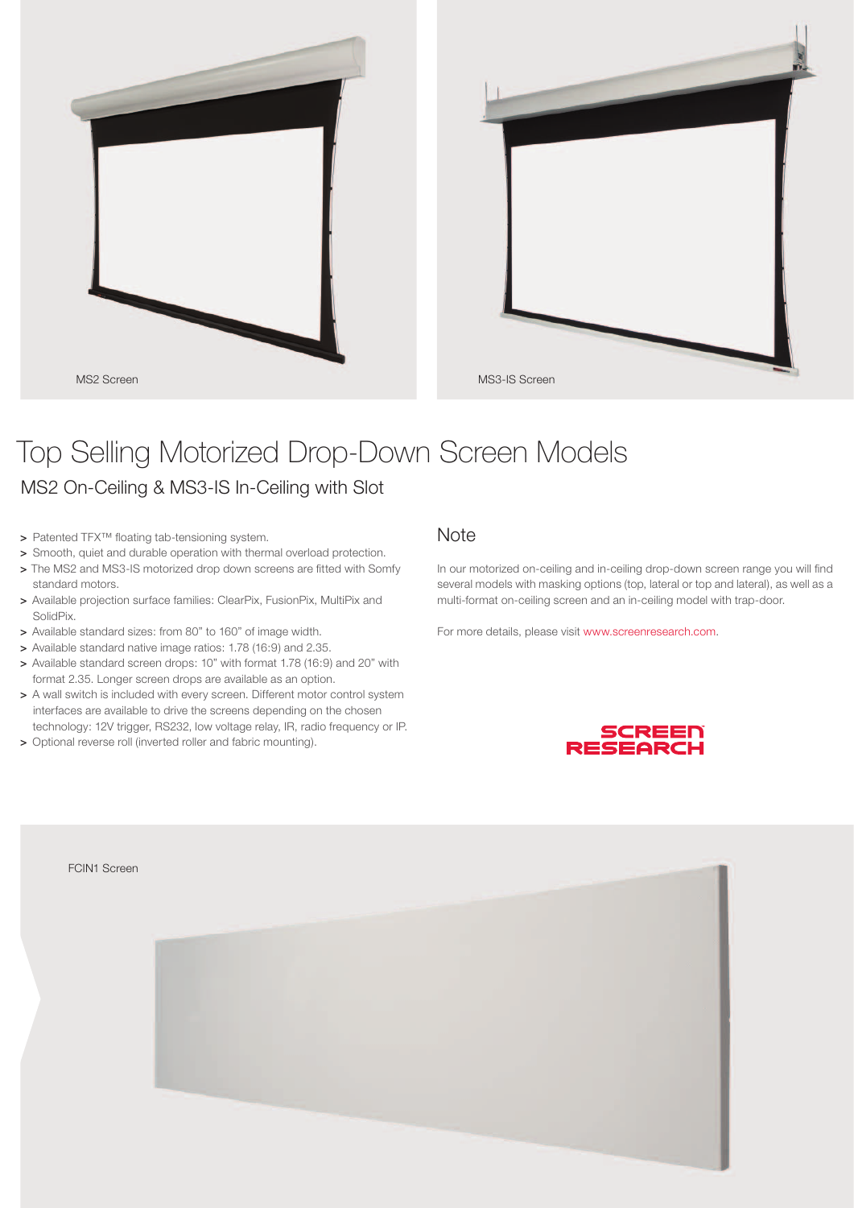MS2 Screen

MS3-IS Screen

# Top Selling Motorized Drop-Down Screen Models

## MS2 On-Ceiling & MS3-IS In-Ceiling with Slot

- Patented TFX™ floating tab-tensioning system.
- Smooth, quiet and durable operation with thermal overload protection.
- The MS2 and MS3-IS motorized drop down screens are fitted with Somfy standard motors.
- Available projection surface families: ClearPix, FusionPix, MultiPix and SolidPix.
- Available standard sizes: from 80" to 160" of image width.
- Available standard native image ratios: 1.78 (16:9) and 2.35.
- Available standard screen drops: 10" with format 1.78 (16:9) and 20" with format 2.35. Longer screen drops are available as an option.
- A wall switch is included with every screen. Different motor control system interfaces are available to drive the screens depending on the chosen technology: 12V trigger, RS232, low voltage relay, IR, radio frequency or IP.
- Optional reverse roll (inverted roller and fabric mounting).

## Note

In our motorized on-ceiling and in-ceiling drop-down screen range you will find several models with masking options (top, lateral or top and lateral), as well as a multi-format on-ceiling screen and an in-ceiling model with trap-door.

For more details, please visit www.screenresearch.com.

SCREEN RESEARCH

FCIN1 Screen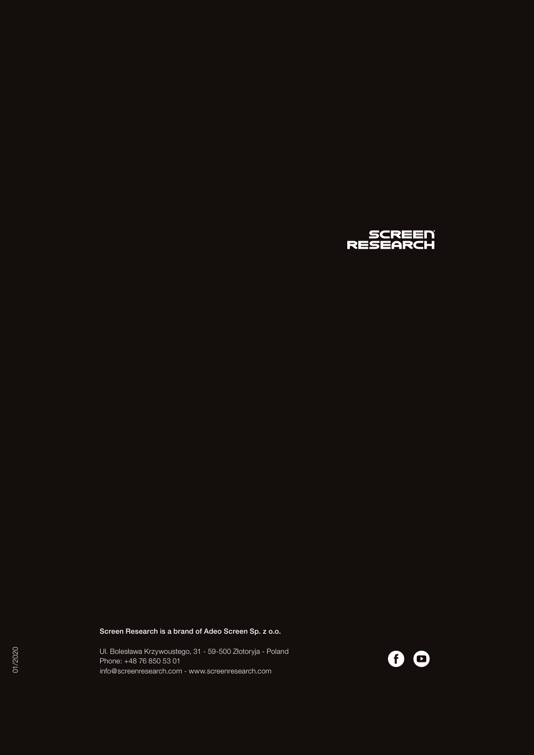SCREEN RESEARCH

**Screen Research is a brand of Adeo Screen Sp. z o.o.**

Ul. Bolesława Krzywoustego, 31 - 59-500 Złotoryja - Poland
Phone: +48 76 850 53 01
info@screenresearch.com - www.screenresearch.com

01/2020